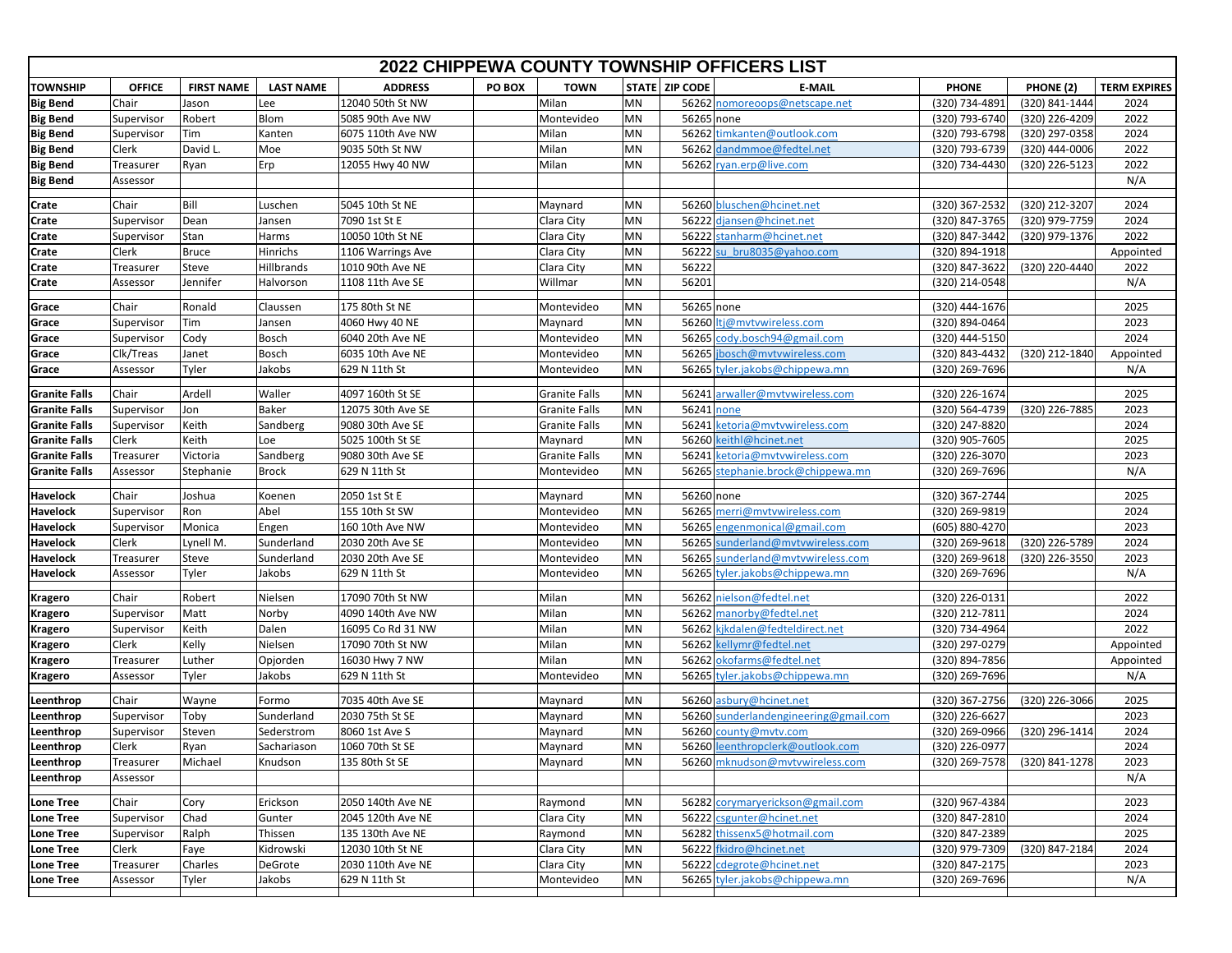# 2022 CHIPPEWA COUNTY TOWNSHIP OFFICERS LIST

| TOWNSHIP | OFFICE | FIRST NAME | LAST NAME | ADDRESS | PO BOX | TOWN | STATE | ZIP CODE | E-MAIL | PHONE | PHONE (2) | TERM EXPIRES |
|---|---|---|---|---|---|---|---|---|---|---|---|---|
| **Big Bend** | Chair | Jason | Lee | 12040 50th St NW | | Milan | MN | 56262 | nomoreoops@netscape.net | (320) 734-4891 | (320) 841-1444 | 2024 |
| **Big Bend** | Supervisor | Robert | Blom | 5085 90th Ave NW | | Montevideo | MN | 56265 | none | (320) 793-6740 | (320) 226-4209 | 2022 |
| **Big Bend** | Supervisor | Tim | Kanten | 6075 110th Ave NW | | Milan | MN | 56262 | timkanten@outlook.com | (320) 793-6798 | (320) 297-0358 | 2024 |
| **Big Bend** | Clerk | David L. | Moe | 9035 50th St NW | | Milan | MN | 56262 | dandmmoe@fedtel.net | (320) 793-6739 | (320) 444-0006 | 2022 |
| **Big Bend** | Treasurer | Ryan | Erp | 12055 Hwy 40 NW | | Milan | MN | 56262 | ryan.erp@live.com | (320) 734-4430 | (320) 226-5123 | 2022 |
| **Big Bend** | Assessor | | | | | | | | | | | N/A |
| | | | | | | | | | | | | |
| **Crate** | Chair | Bill | Luschen | 5045 10th St NE | | Maynard | MN | 56260 | bluschen@hcinet.net | (320) 367-2532 | (320) 212-3207 | 2024 |
| **Crate** | Supervisor | Dean | Jansen | 7090 1st St E | | Clara City | MN | 56222 | djansen@hcinet.net | (320) 847-3765 | (320) 979-7759 | 2024 |
| **Crate** | Supervisor | Stan | Harms | 10050 10th St NE | | Clara City | MN | 56222 | stanharm@hcinet.net | (320) 847-3442 | (320) 979-1376 | 2022 |
| **Crate** | Clerk | Bruce | Hinrichs | 1106 Warrings Ave | | Clara City | MN | 56222 | su_bru8035@yahoo.com | (320) 894-1918 | | Appointed |
| **Crate** | Treasurer | Steve | Hillbrands | 1010 90th Ave NE | | Clara City | MN | 56222 | | (320) 847-3622 | (320) 220-4440 | 2022 |
| **Crate** | Assessor | Jennifer | Halvorson | 1108 11th Ave SE | | Willmar | MN | 56201 | | (320) 214-0548 | | N/A |
| | | | | | | | | | | | | |
| **Grace** | Chair | Ronald | Claussen | 175 80th St NE | | Montevideo | MN | 56265 | none | (320) 444-1676 | | 2025 |
| **Grace** | Supervisor | Tim | Jansen | 4060 Hwy 40 NE | | Maynard | MN | 56260 | ltj@mvtvwireless.com | (320) 894-0464 | | 2023 |
| **Grace** | Supervisor | Cody | Bosch | 6040 20th Ave NE | | Montevideo | MN | 56265 | cody.bosch94@gmail.com | (320) 444-5150 | | 2024 |
| **Grace** | Clk/Treas | Janet | Bosch | 6035 10th Ave NE | | Montevideo | MN | 56265 | jbosch@mvtvwireless.com | (320) 843-4432 | (320) 212-1840 | Appointed |
| **Grace** | Assessor | Tyler | Jakobs | 629 N 11th St | | Montevideo | MN | 56265 | tyler.jakobs@chippewa.mn | (320) 269-7696 | | N/A |
| | | | | | | | | | | | | |
| **Granite Falls** | Chair | Ardell | Waller | 4097 160th St SE | | Granite Falls | MN | 56241 | arwaller@mvtvwireless.com | (320) 226-1674 | | 2025 |
| **Granite Falls** | Supervisor | Jon | Baker | 12075 30th Ave SE | | Granite Falls | MN | 56241 | none | (320) 564-4739 | (320) 226-7885 | 2023 |
| **Granite Falls** | Supervisor | Keith | Sandberg | 9080 30th Ave SE | | Granite Falls | MN | 56241 | ketoria@mvtvwireless.com | (320) 247-8820 | | 2024 |
| **Granite Falls** | Clerk | Keith | Loe | 5025 100th St SE | | Maynard | MN | 56260 | keithl@hcinet.net | (320) 905-7605 | | 2025 |
| **Granite Falls** | Treasurer | Victoria | Sandberg | 9080 30th Ave SE | | Granite Falls | MN | 56241 | ketoria@mvtvwireless.com | (320) 226-3070 | | 2023 |
| **Granite Falls** | Assessor | Stephanie | Brock | 629 N 11th St | | Montevideo | MN | 56265 | stephanie.brock@chippewa.mn | (320) 269-7696 | | N/A |
| | | | | | | | | | | | | |
| **Havelock** | Chair | Joshua | Koenen | 2050 1st St E | | Maynard | MN | 56260 | none | (320) 367-2744 | | 2025 |
| **Havelock** | Supervisor | Ron | Abel | 155 10th St SW | | Montevideo | MN | 56265 | merri@mvtvwireless.com | (320) 269-9819 | | 2024 |
| **Havelock** | Supervisor | Monica | Engen | 160 10th Ave NW | | Montevideo | MN | 56265 | engenmonical@gmail.com | (605) 880-4270 | | 2023 |
| **Havelock** | Clerk | Lynell M. | Sunderland | 2030 20th Ave SE | | Montevideo | MN | 56265 | sunderland@mvtvwireless.com | (320) 269-9618 | (320) 226-5789 | 2024 |
| **Havelock** | Treasurer | Steve | Sunderland | 2030 20th Ave SE | | Montevideo | MN | 56265 | sunderland@mvtvwireless.com | (320) 269-9618 | (320) 226-3550 | 2023 |
| **Havelock** | Assessor | Tyler | Jakobs | 629 N 11th St | | Montevideo | MN | 56265 | tyler.jakobs@chippewa.mn | (320) 269-7696 | | N/A |
| | | | | | | | | | | | | |
| **Kragero** | Chair | Robert | Nielsen | 17090 70th St NW | | Milan | MN | 56262 | nielson@fedtel.net | (320) 226-0131 | | 2022 |
| **Kragero** | Supervisor | Matt | Norby | 4090 140th Ave NW | | Milan | MN | 56262 | manorby@fedtel.net | (320) 212-7811 | | 2024 |
| **Kragero** | Supervisor | Keith | Dalen | 16095 Co Rd 31 NW | | Milan | MN | 56262 | kjkdalen@fedteldirect.net | (320) 734-4964 | | 2022 |
| **Kragero** | Clerk | Kelly | Nielsen | 17090 70th St NW | | Milan | MN | 56262 | kellymr@fedtel.net | (320) 297-0279 | | Appointed |
| **Kragero** | Treasurer | Luther | Opjorden | 16030 Hwy 7 NW | | Milan | MN | 56262 | okofarms@fedtel.net | (320) 894-7856 | | Appointed |
| **Kragero** | Assessor | Tyler | Jakobs | 629 N 11th St | | Montevideo | MN | 56265 | tyler.jakobs@chippewa.mn | (320) 269-7696 | | N/A |
| | | | | | | | | | | | | |
| **Leenthrop** | Chair | Wayne | Formo | 7035 40th Ave SE | | Maynard | MN | 56260 | asbury@hcinet.net | (320) 367-2756 | (320) 226-3066 | 2025 |
| **Leenthrop** | Supervisor | Toby | Sunderland | 2030 75th St SE | | Maynard | MN | 56260 | sunderlandengineering@gmail.com | (320) 226-6627 | | 2023 |
| **Leenthrop** | Supervisor | Steven | Sederstrom | 8060 1st Ave S | | Maynard | MN | 56260 | county@mvtv.com | (320) 269-0966 | (320) 296-1414 | 2024 |
| **Leenthrop** | Clerk | Ryan | Sachariason | 1060 70th St SE | | Maynard | MN | 56260 | leenthropclerk@outlook.com | (320) 226-0977 | | 2024 |
| **Leenthrop** | Treasurer | Michael | Knudson | 135 80th St SE | | Maynard | MN | 56260 | mknudson@mvtvwireless.com | (320) 269-7578 | (320) 841-1278 | 2023 |
| **Leenthrop** | Assessor | | | | | | | | | | | N/A |
| | | | | | | | | | | | | |
| **Lone Tree** | Chair | Cory | Erickson | 2050 140th Ave NE | | Raymond | MN | 56282 | corymaryerickson@gmail.com | (320) 967-4384 | | 2023 |
| **Lone Tree** | Supervisor | Chad | Gunter | 2045 120th Ave NE | | Clara City | MN | 56222 | csgunter@hcinet.net | (320) 847-2810 | | 2024 |
| **Lone Tree** | Supervisor | Ralph | Thissen | 135 130th Ave NE | | Raymond | MN | 56282 | thissenx5@hotmail.com | (320) 847-2389 | | 2025 |
| **Lone Tree** | Clerk | Faye | Kidrowski | 12030 10th St NE | | Clara City | MN | 56222 | fkidro@hcinet.net | (320) 979-7309 | (320) 847-2184 | 2024 |
| **Lone Tree** | Treasurer | Charles | DeGrote | 2030 110th Ave NE | | Clara City | MN | 56222 | cdegrote@hcinet.net | (320) 847-2175 | | 2023 |
| **Lone Tree** | Assessor | Tyler | Jakobs | 629 N 11th St | | Montevideo | MN | 56265 | tyler.jakobs@chippewa.mn | (320) 269-7696 | | N/A |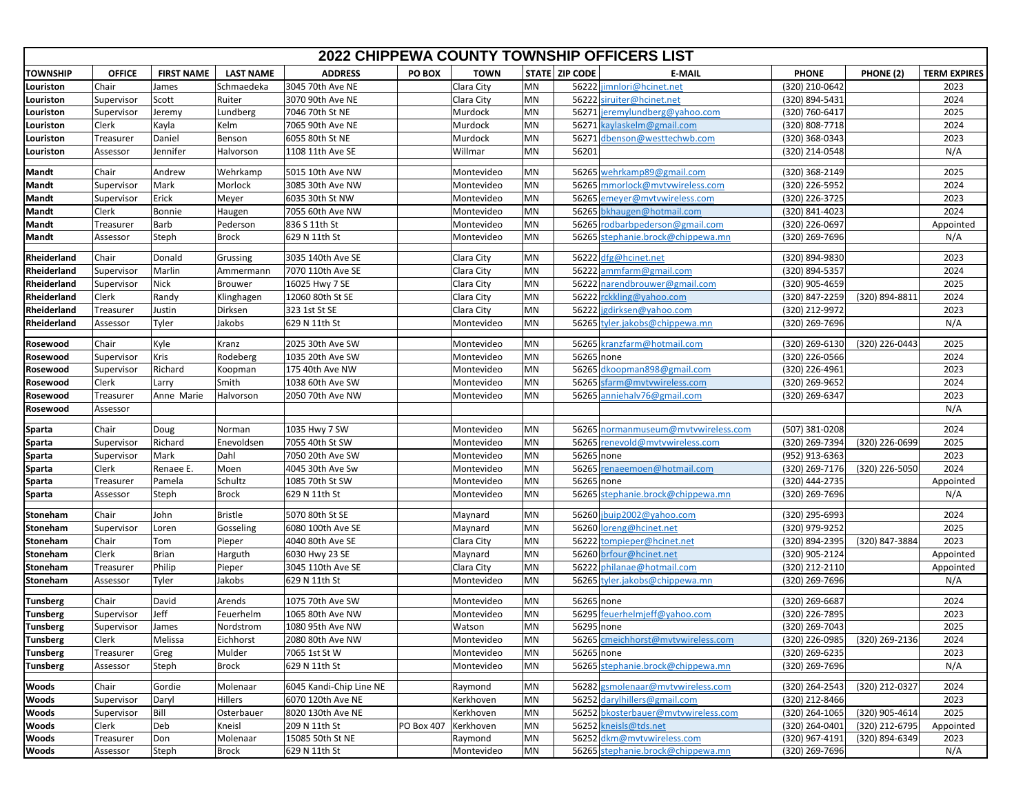# 2022 CHIPPEWA COUNTY TOWNSHIP OFFICERS LIST

| TOWNSHIP | OFFICE | FIRST NAME | LAST NAME | ADDRESS | PO BOX | TOWN | STATE | ZIP CODE | E-MAIL | PHONE | PHONE (2) | TERM EXPIRES |
|---|---|---|---|---|---|---|---|---|---|---|---|---|
| Louriston | Chair | James | Schmaedeka | 3045 70th Ave NE | | Clara City | MN | 56222 | jimnlori@hcinet.net | (320) 210-0642 | | 2023 |
| Louriston | Supervisor | Scott | Ruiter | 3070 90th Ave NE | | Clara City | MN | 56222 | siruiter@hcinet.net | (320) 894-5431 | | 2024 |
| Louriston | Supervisor | Jeremy | Lundberg | 7046 70th St NE | | Murdock | MN | 56271 | jeremylundberg@yahoo.com | (320) 760-6417 | | 2025 |
| Louriston | Clerk | Kayla | Kelm | 7065 90th Ave NE | | Murdock | MN | 56271 | kaylaskelm@gmail.com | (320) 808-7718 | | 2024 |
| Louriston | Treasurer | Daniel | Benson | 6055 80th St NE | | Murdock | MN | 56271 | dbenson@westtechwb.com | (320) 368-0343 | | 2023 |
| Louriston | Assessor | Jennifer | Halvorson | 1108 11th Ave SE | | Willmar | MN | 56201 | | (320) 214-0548 | | N/A |
| | | | | | | | | | | | | |
| Mandt | Chair | Andrew | Wehrkamp | 5015 10th Ave NW | | Montevideo | MN | 56265 | wehrkamp89@gmail.com | (320) 368-2149 | | 2025 |
| Mandt | Supervisor | Mark | Morlock | 3085 30th Ave NW | | Montevideo | MN | 56265 | mmorlock@mvtvwireless.com | (320) 226-5952 | | 2024 |
| Mandt | Supervisor | Erick | Meyer | 6035 30th St NW | | Montevideo | MN | 56265 | emeyer@mvtvwireless.com | (320) 226-3725 | | 2023 |
| Mandt | Clerk | Bonnie | Haugen | 7055 60th Ave NW | | Montevideo | MN | 56265 | bkhaugen@hotmail.com | (320) 841-4023 | | 2024 |
| Mandt | Treasurer | Barb | Pederson | 836 S 11th St | | Montevideo | MN | 56265 | rodbarbpederson@gmail.com | (320) 226-0697 | | Appointed |
| Mandt | Assessor | Steph | Brock | 629 N 11th St | | Montevideo | MN | 56265 | stephanie.brock@chippewa.mn | (320) 269-7696 | | N/A |
| | | | | | | | | | | | | |
| Rheiderland | Chair | Donald | Grussing | 3035 140th Ave SE | | Clara City | MN | 56222 | dfg@hcinet.net | (320) 894-9830 | | 2023 |
| Rheiderland | Supervisor | Marlin | Ammermann | 7070 110th Ave SE | | Clara City | MN | 56222 | ammfarm@gmail.com | (320) 894-5357 | | 2024 |
| Rheiderland | Supervisor | Nick | Brouwer | 16025 Hwy 7 SE | | Clara City | MN | 56222 | narendbrouwer@gmail.com | (320) 905-4659 | | 2025 |
| Rheiderland | Clerk | Randy | Klinghagen | 12060 80th St SE | | Clara City | MN | 56222 | rckkling@yahoo.com | (320) 847-2259 | (320) 894-8811 | 2024 |
| Rheiderland | Treasurer | Justin | Dirksen | 323 1st St SE | | Clara City | MN | 56222 | jgdirksen@yahoo.com | (320) 212-9972 | | 2023 |
| Rheiderland | Assessor | Tyler | Jakobs | 629 N 11th St | | Montevideo | MN | 56265 | tyler.jakobs@chippewa.mn | (320) 269-7696 | | N/A |
| | | | | | | | | | | | | |
| Rosewood | Chair | Kyle | Kranz | 2025 30th Ave SW | | Montevideo | MN | 56265 | kranzfarm@hotmail.com | (320) 269-6130 | (320) 226-0443 | 2025 |
| Rosewood | Supervisor | Kris | Rodeberg | 1035 20th Ave SW | | Montevideo | MN | 56265 | none | (320) 226-0566 | | 2024 |
| Rosewood | Supervisor | Richard | Koopman | 175 40th Ave NW | | Montevideo | MN | 56265 | dkoopman898@gmail.com | (320) 226-4961 | | 2023 |
| Rosewood | Clerk | Larry | Smith | 1038 60th Ave SW | | Montevideo | MN | 56265 | sfarm@mvtvwireless.com | (320) 269-9652 | | 2024 |
| Rosewood | Treasurer | Anne Marie | Halvorson | 2050 70th Ave NW | | Montevideo | MN | 56265 | anniehalv76@gmail.com | (320) 269-6347 | | 2023 |
| Rosewood | Assessor | | | | | | | | | | | N/A |
| | | | | | | | | | | | | |
| Sparta | Chair | Doug | Norman | 1035 Hwy 7 SW | | Montevideo | MN | 56265 | normanmuseum@mvtvwireless.com | (507) 381-0208 | | 2024 |
| Sparta | Supervisor | Richard | Enevoldsen | 7055 40th St SW | | Montevideo | MN | 56265 | renevold@mvtvwireless.com | (320) 269-7394 | (320) 226-0699 | 2025 |
| Sparta | Supervisor | Mark | Dahl | 7050 20th Ave SW | | Montevideo | MN | 56265 | none | (952) 913-6363 | | 2023 |
| Sparta | Clerk | Renaee E. | Moen | 4045 30th Ave Sw | | Montevideo | MN | 56265 | renaeemoen@hotmail.com | (320) 269-7176 | (320) 226-5050 | 2024 |
| Sparta | Treasurer | Pamela | Schultz | 1085 70th St SW | | Montevideo | MN | 56265 | none | (320) 444-2735 | | Appointed |
| Sparta | Assessor | Steph | Brock | 629 N 11th St | | Montevideo | MN | 56265 | stephanie.brock@chippewa.mn | (320) 269-7696 | | N/A |
| | | | | | | | | | | | | |
| Stoneham | Chair | John | Bristle | 5070 80th St SE | | Maynard | MN | 56260 | jbuip2002@yahoo.com | (320) 295-6993 | | 2024 |
| Stoneham | Supervisor | Loren | Gosseling | 6080 100th Ave SE | | Maynard | MN | 56260 | loreng@hcinet.net | (320) 979-9252 | | 2025 |
| Stoneham | Chair | Tom | Pieper | 4040 80th Ave SE | | Clara City | MN | 56222 | tompieper@hcinet.net | (320) 894-2395 | (320) 847-3884 | 2023 |
| Stoneham | Clerk | Brian | Harguth | 6030 Hwy 23 SE | | Maynard | MN | 56260 | brfour@hcinet.net | (320) 905-2124 | | Appointed |
| Stoneham | Treasurer | Philip | Pieper | 3045 110th Ave SE | | Clara City | MN | 56222 | philanae@hotmail.com | (320) 212-2110 | | Appointed |
| Stoneham | Assessor | Tyler | Jakobs | 629 N 11th St | | Montevideo | MN | 56265 | tyler.jakobs@chippewa.mn | (320) 269-7696 | | N/A |
| | | | | | | | | | | | | |
| Tunsberg | Chair | David | Arends | 1075 70th Ave SW | | Montevideo | MN | 56265 | none | (320) 269-6687 | | 2024 |
| Tunsberg | Supervisor | Jeff | Feuerhelm | 1065 80th Ave NW | | Montevideo | MN | 56295 | feuerhelmjeff@yahoo.com | (320) 226-7895 | | 2023 |
| Tunsberg | Supervisor | James | Nordstrom | 1080 95th Ave NW | | Watson | MN | 56295 | none | (320) 269-7043 | | 2025 |
| Tunsberg | Clerk | Melissa | Eichhorst | 2080 80th Ave NW | | Montevideo | MN | 56265 | cmeichhorst@mvtvwireless.com | (320) 226-0985 | (320) 269-2136 | 2024 |
| Tunsberg | Treasurer | Greg | Mulder | 7065 1st St W | | Montevideo | MN | 56265 | none | (320) 269-6235 | | 2023 |
| Tunsberg | Assessor | Steph | Brock | 629 N 11th St | | Montevideo | MN | 56265 | stephanie.brock@chippewa.mn | (320) 269-7696 | | N/A |
| | | | | | | | | | | | | |
| Woods | Chair | Gordie | Molenaar | 6045 Kandi-Chip Line NE | | Raymond | MN | 56282 | gsmolenaar@mvtvwireless.com | (320) 264-2543 | (320) 212-0327 | 2024 |
| Woods | Supervisor | Daryl | Hillers | 6070 120th Ave NE | | Kerkhoven | MN | 56252 | darylhillers@gmail.com | (320) 212-8466 | | 2023 |
| Woods | Supervisor | Bill | Osterbauer | 8020 130th Ave NE | | Kerkhoven | MN | 56252 | bkosterbauer@mvtvwireless.com | (320) 264-1065 | (320) 905-4614 | 2025 |
| Woods | Clerk | Deb | Kneisl | 209 N 11th St | PO Box 407 | Kerkhoven | MN | 56252 | kneisls@tds.net | (320) 264-0401 | (320) 212-6795 | Appointed |
| Woods | Treasurer | Don | Molenaar | 15085 50th St NE | | Raymond | MN | 56252 | dkm@mvtvwireless.com | (320) 967-4191 | (320) 894-6349 | 2023 |
| Woods | Assessor | Steph | Brock | 629 N 11th St | | Montevideo | MN | 56265 | stephanie.brock@chippewa.mn | (320) 269-7696 | | N/A |